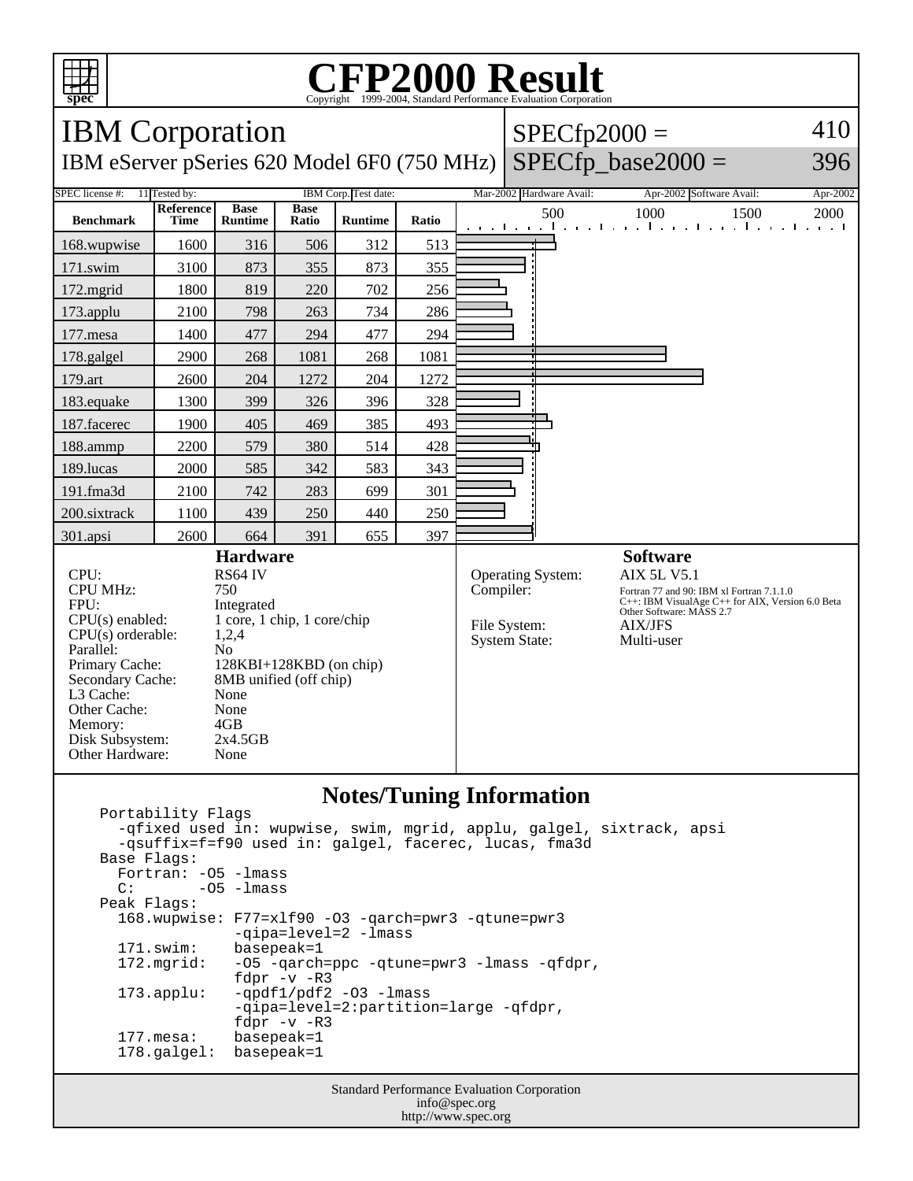# CFP2000 Result

Copyright 1999-2004, Standard Performance Evaluation Corporation

## IBM Corporation

IBM eServer pSeries 620 Model 6F0 (750 MHz)

SPECfp2000 = 410

SPECfp_base2000 = 396

| SPEC license #: | 11 | Tested by: | IBM Corp. | Test date: | Mar-2002 | Hardware Avail: | Apr-2002 | Software Avail: | Apr-2002 |
|---|---|---|---|---|---|---|---|---|---|

| Benchmark | Reference Time | Base Runtime | Base Ratio | Runtime | Ratio |
|---|---|---|---|---|---|
| 168.wupwise | 1600 | 316 | 506 | 312 | 513 |
| 171.swim | 3100 | 873 | 355 | 873 | 355 |
| 172.mgrid | 1800 | 819 | 220 | 702 | 256 |
| 173.applu | 2100 | 798 | 263 | 734 | 286 |
| 177.mesa | 1400 | 477 | 294 | 477 | 294 |
| 178.galgel | 2900 | 268 | 1081 | 268 | 1081 |
| 179.art | 2600 | 204 | 1272 | 204 | 1272 |
| 183.equake | 1300 | 399 | 326 | 396 | 328 |
| 187.facerec | 1900 | 405 | 469 | 385 | 493 |
| 188.ammp | 2200 | 579 | 380 | 514 | 428 |
| 189.lucas | 2000 | 585 | 342 | 583 | 343 |
| 191.fma3d | 2100 | 742 | 283 | 699 | 301 |
| 200.sixtrack | 1100 | 439 | 250 | 440 | 250 |
| 301.apsi | 2600 | 664 | 391 | 655 | 397 |

### Hardware

| | |
|---|---|
| CPU: | RS64 IV |
| CPU MHz: | 750 |
| FPU: | Integrated |
| CPU(s) enabled: | 1 core, 1 chip, 1 core/chip |
| CPU(s) orderable: | 1,2,4 |
| Parallel: | No |
| Primary Cache: | 128KBI+128KBD (on chip) |
| Secondary Cache: | 8MB unified (off chip) |
| L3 Cache: | None |
| Other Cache: | None |
| Memory: | 4GB |
| Disk Subsystem: | 2x4.5GB |
| Other Hardware: | None |

### Software

| | |
|---|---|
| Operating System: | AIX 5L V5.1 |
| Compiler: | Fortran 77 and 90: IBM xl Fortran 7.1.1.0<br>C++: IBM VisualAge C++ for AIX, Version 6.0 Beta<br>Other Software: MASS 2.7 |
| File System: | AIX/JFS |
| System State: | Multi-user |

### Notes/Tuning Information

```
Portability Flags
  -qfixed used in: wupwise, swim, mgrid, applu, galgel, sixtrack, apsi
  -qsuffix=f=f90 used in: galgel, facerec, lucas, fma3d
Base Flags:
  Fortran: -O5 -lmass
  C:       -O5 -lmass
Peak Flags:
  168.wupwise: F77=xlf90 -O3 -qarch=pwr3 -qtune=pwr3
               -qipa=level=2 -lmass
  171.swim:    basepeak=1
  172.mgrid:   -O5 -qarch=ppc -qtune=pwr3 -lmass -qfdpr,
               fdpr -v -R3
  173.applu:   -qpdf1/pdf2 -O3 -lmass
               -qipa=level=2:partition=large -qfdpr,
               fdpr -v -R3
  177.mesa:    basepeak=1
  178.galgel:  basepeak=1
```

Standard Performance Evaluation Corporation
info@spec.org
http://www.spec.org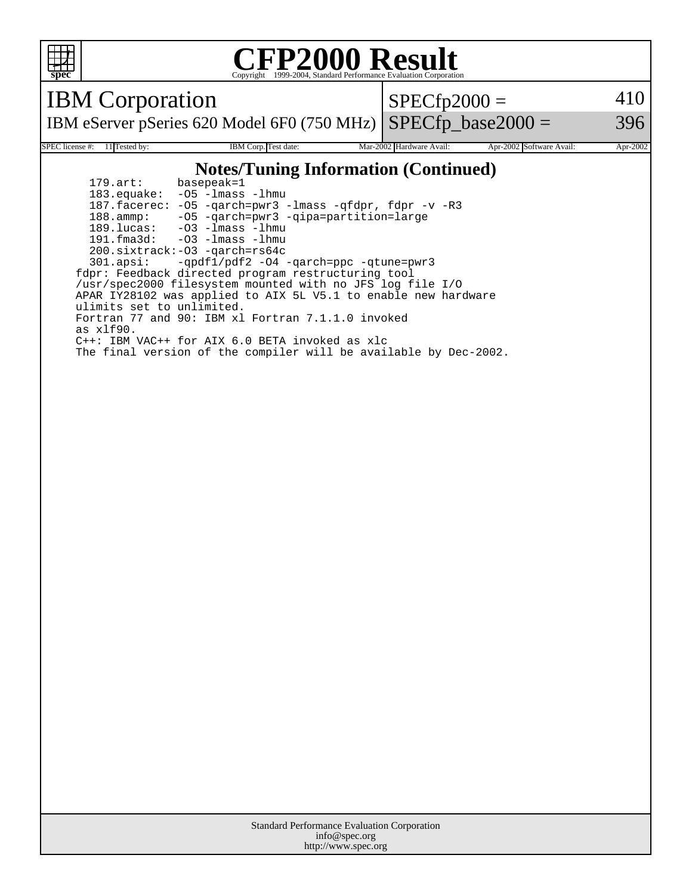# CFP2000 Result

Copyright 1999-2004, Standard Performance Evaluation Corporation

## IBM Corporation

IBM eServer pSeries 620 Model 6F0 (750 MHz)

SPECfp2000 = 410

SPECfp_base2000 = 396

| | | | | | | | | | |
|---|---|---|---|---|---|---|---|---|---|
| SPEC license #: | 11 | Tested by: | IBM Corp. | Test date: | Mar-2002 | Hardware Avail: | Apr-2002 | Software Avail: | Apr-2002 |

### Notes/Tuning Information (Continued)

```
  179.art:     basepeak=1
  183.equake:  -O5 -lmass -lhmu
  187.facerec: -O5 -qarch=pwr3 -lmass -qfdpr, fdpr -v -R3
  188.ammp:    -O5 -qarch=pwr3 -qipa=partition=large
  189.lucas:   -O3 -lmass -lhmu
  191.fma3d:   -O3 -lmass -lhmu
  200.sixtrack:-O3 -qarch=rs64c
  301.apsi:    -qpdf1/pdf2 -O4 -qarch=ppc -qtune=pwr3
fdpr: Feedback directed program restructuring tool
/usr/spec2000 filesystem mounted with no JFS log file I/O
APAR IY28102 was applied to AIX 5L V5.1 to enable new hardware
ulimits set to unlimited.
Fortran 77 and 90: IBM xl Fortran 7.1.1.0 invoked
as xlf90.
C++: IBM VAC++ for AIX 6.0 BETA invoked as xlc
The final version of the compiler will be available by Dec-2002.
```

Standard Performance Evaluation Corporation
info@spec.org
http://www.spec.org